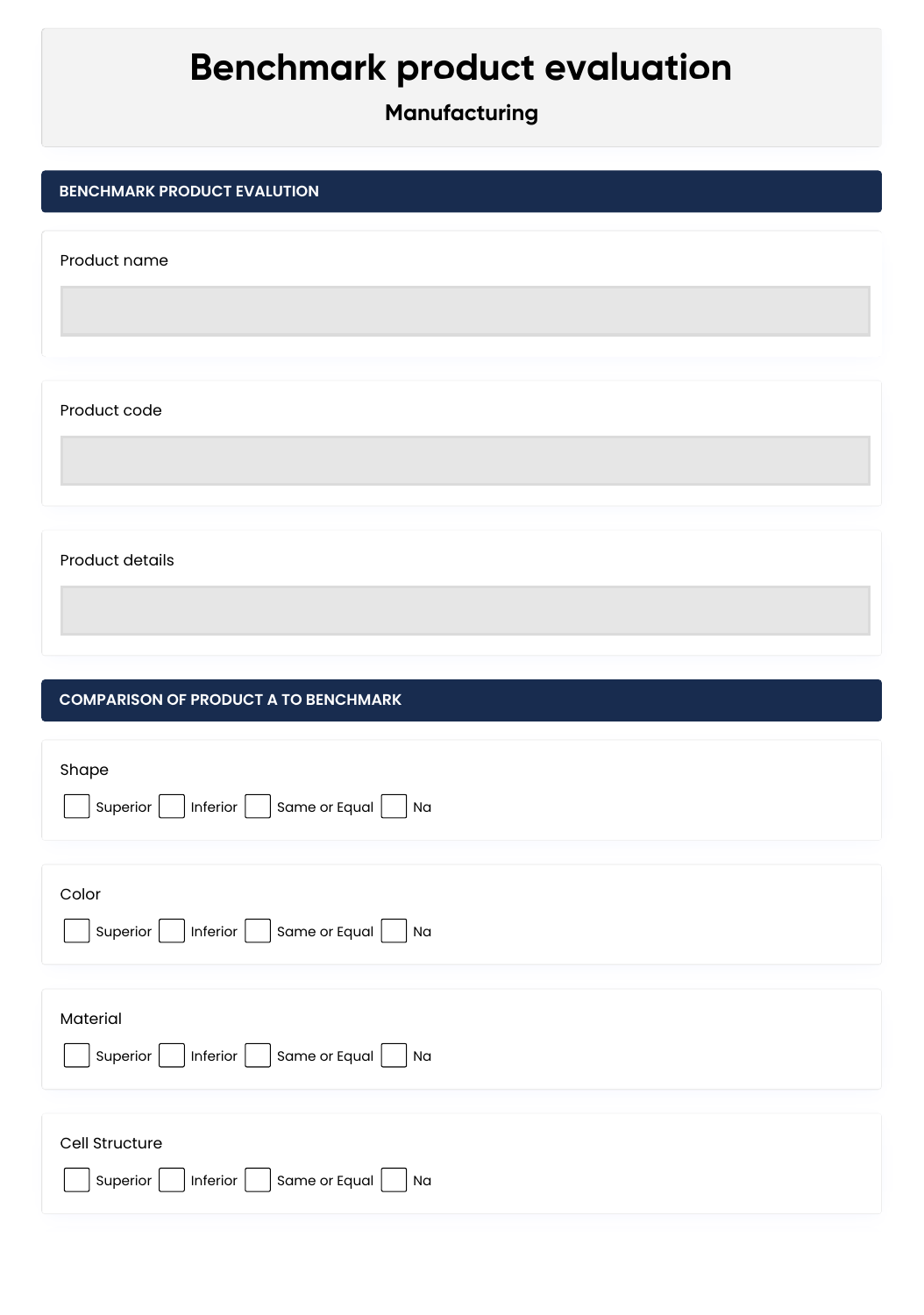# Benchmark product evaluation

## Manufacturing

## BENCHMARK PRODUCT EVALUTION

Product name

Product code

Product details

## COMPARISON OF PRODUCT A TO BENCHMARK

Shape

☐ Superior ☐ Inferior ☐ Same or Equal ☐ Na

Color

☐ Superior ☐ Inferior ☐ Same or Equal ☐ Na

Material

☐ Superior ☐ Inferior ☐ Same or Equal ☐ Na

Cell Structure

☐ Superior ☐ Inferior ☐ Same or Equal ☐ Na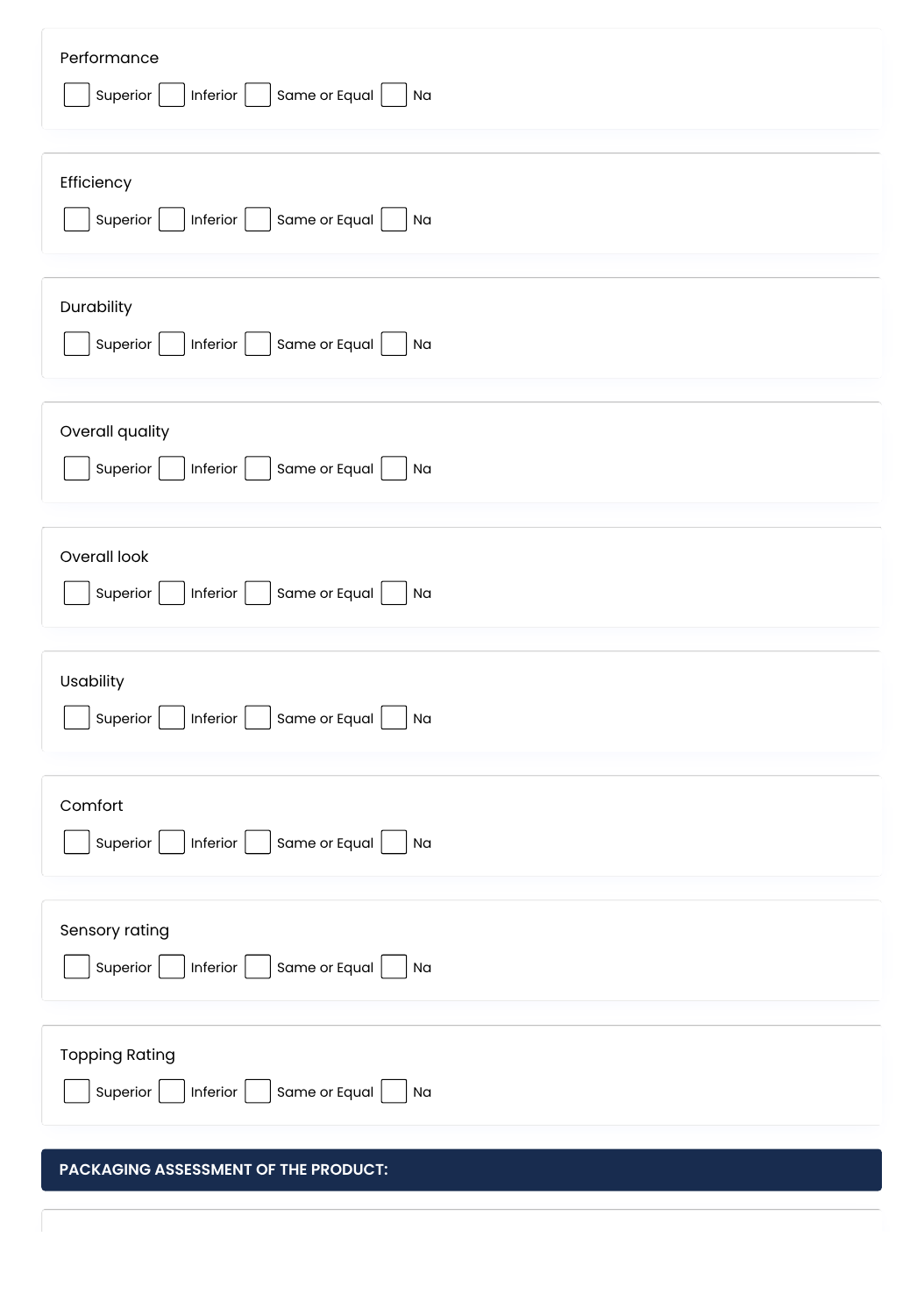Performance

☐ Superior ☐ Inferior ☐ Same or Equal ☐ Na

Efficiency

☐ Superior ☐ Inferior ☐ Same or Equal ☐ Na

Durability

☐ Superior ☐ Inferior ☐ Same or Equal ☐ Na

Overall quality

☐ Superior ☐ Inferior ☐ Same or Equal ☐ Na

Overall look

☐ Superior ☐ Inferior ☐ Same or Equal ☐ Na

Usability

☐ Superior ☐ Inferior ☐ Same or Equal ☐ Na

Comfort

☐ Superior ☐ Inferior ☐ Same or Equal ☐ Na

Sensory rating

☐ Superior ☐ Inferior ☐ Same or Equal ☐ Na

Topping Rating

☐ Superior ☐ Inferior ☐ Same or Equal ☐ Na

## PACKAGING ASSESSMENT OF THE PRODUCT: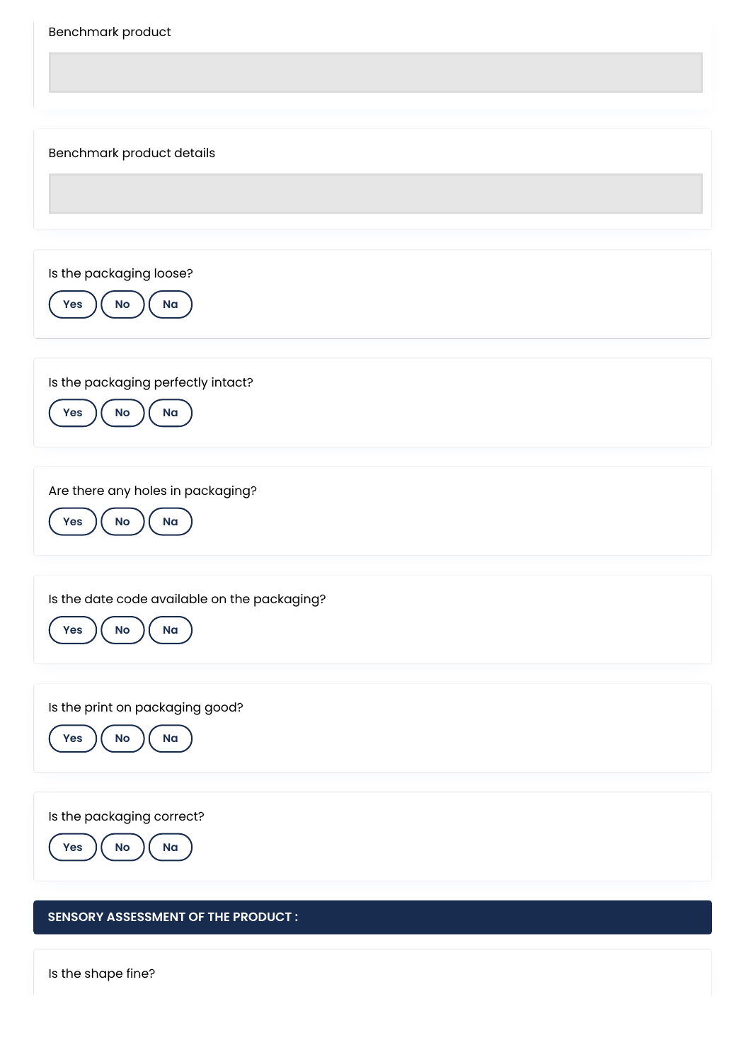Benchmark product

Benchmark product details

Is the packaging loose?

Yes No Na

Is the packaging perfectly intact?

Yes No Na

Are there any holes in packaging?

Yes No Na

Is the date code available on the packaging?

Yes No Na

Is the print on packaging good?

Yes No Na

Is the packaging correct?

Yes No Na

## SENSORY ASSESSMENT OF THE PRODUCT :

Is the shape fine?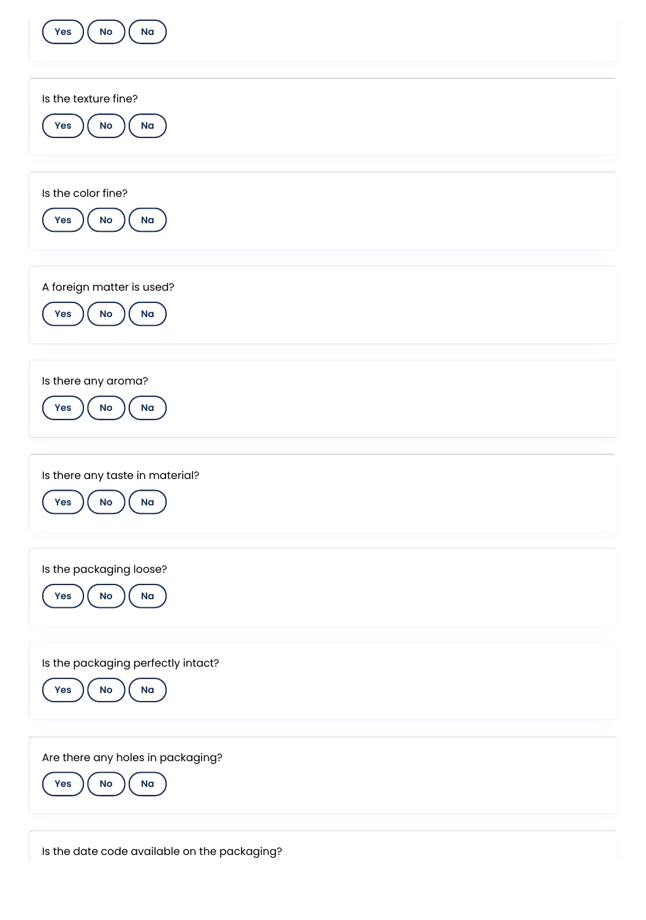Yes No Na

Is the texture fine?

Yes No Na

Is the color fine?

Yes No Na

A foreign matter is used?

Yes No Na

Is there any aroma?

Yes No Na

Is there any taste in material?

Yes No Na

Is the packaging loose?

Yes No Na

Is the packaging perfectly intact?

Yes No Na

Are there any holes in packaging?

Yes No Na

Is the date code available on the packaging?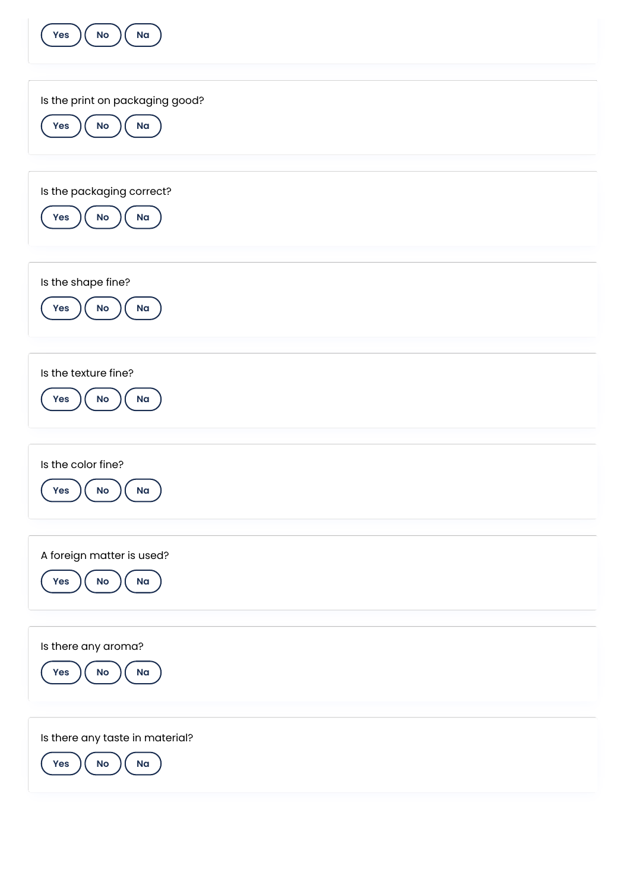Yes No Na

Is the print on packaging good?

Yes No Na

Is the packaging correct?

Yes No Na

Is the shape fine?

Yes No Na

Is the texture fine?

Yes No Na

Is the color fine?

Yes No Na

A foreign matter is used?

Yes No Na

Is there any aroma?

Yes No Na

Is there any taste in material?

Yes No Na